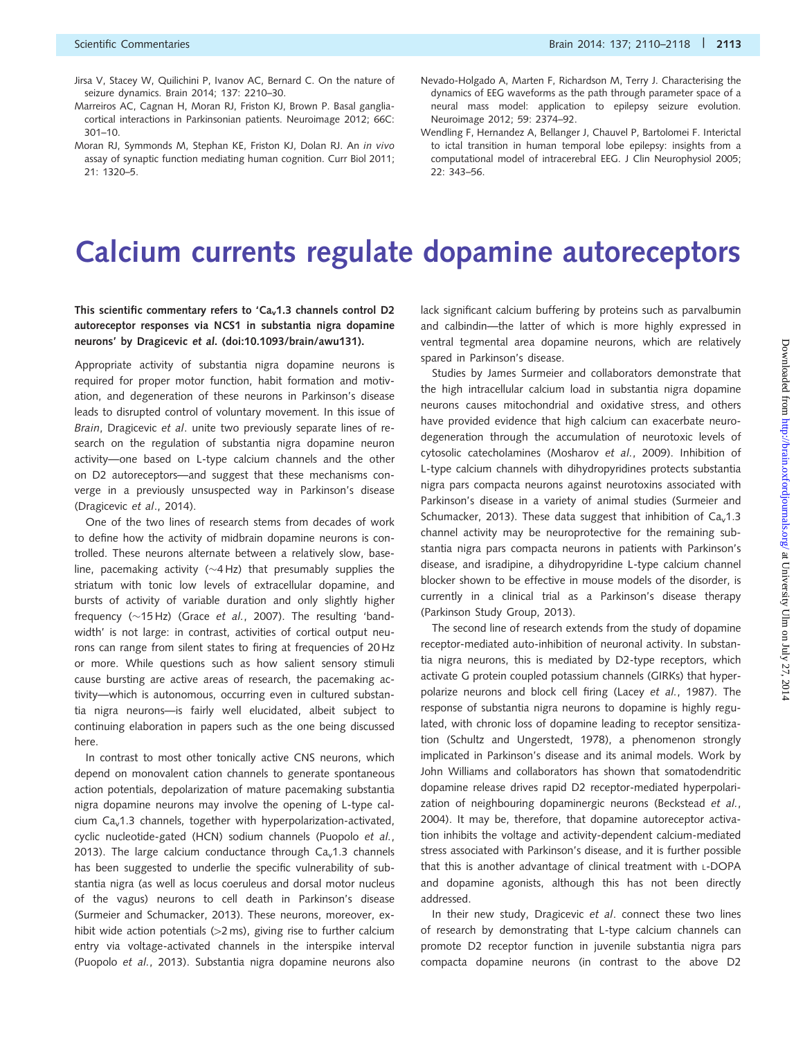Jirsa V, Stacey W, Quilichini P, Ivanov AC, Bernard C. On the nature of seizure dynamics. Brain 2014; 137: 2210–30.

Marreiros AC, Cagnan H, Moran RJ, Friston KJ, Brown P. Basal ganglia-cortical interactions in Parkinsonian patients. Neuroimage 2012; 66C: 301–10.

Moran RJ, Symmonds M, Stephan KE, Friston KJ, Dolan RJ. An *in vivo* assay of synaptic function mediating human cognition. Curr Biol 2011; 21: 1320–5.

Nevado-Holgado A, Marten F, Richardson M, Terry J. Characterising the dynamics of EEG waveforms as the path through parameter space of a neural mass model: application to epilepsy seizure evolution. Neuroimage 2012; 59: 2374–92.

Wendling F, Hernandez A, Bellanger J, Chauvel P, Bartolomei F. Interictal to ictal transition in human temporal lobe epilepsy: insights from a computational model of intracerebral EEG. J Clin Neurophysiol 2005; 22: 343–56.

# Calcium currents regulate dopamine autoreceptors

**This scientific commentary refers to '$Ca_v$1.3 channels control D2 autoreceptor responses via NCS1 in substantia nigra dopamine neurons' by Dragicevic *et al.* (doi:10.1093/brain/awu131).**

Appropriate activity of substantia nigra dopamine neurons is required for proper motor function, habit formation and motivation, and degeneration of these neurons in Parkinson's disease leads to disrupted control of voluntary movement. In this issue of *Brain*, Dragicevic *et al*. unite two previously separate lines of research on the regulation of substantia nigra dopamine neuron activity—one based on L-type calcium channels and the other on D2 autoreceptors—and suggest that these mechanisms converge in a previously unsuspected way in Parkinson's disease (Dragicevic *et al*., 2014).

One of the two lines of research stems from decades of work to define how the activity of midbrain dopamine neurons is controlled. These neurons alternate between a relatively slow, baseline, pacemaking activity (~4 Hz) that presumably supplies the striatum with tonic low levels of extracellular dopamine, and bursts of activity of variable duration and only slightly higher frequency (~15 Hz) (Grace *et al*., 2007). The resulting 'bandwidth' is not large: in contrast, activities of cortical output neurons can range from silent states to firing at frequencies of 20 Hz or more. While questions such as how salient sensory stimuli cause bursting are active areas of research, the pacemaking activity—which is autonomous, occurring even in cultured substantia nigra neurons—is fairly well elucidated, albeit subject to continuing elaboration in papers such as the one being discussed here.

In contrast to most other tonically active CNS neurons, which depend on monovalent cation channels to generate spontaneous action potentials, depolarization of mature pacemaking substantia nigra dopamine neurons may involve the opening of L-type calcium $Ca_v$1.3 channels, together with hyperpolarization-activated, cyclic nucleotide-gated (HCN) sodium channels (Puopolo *et al*., 2013). The large calcium conductance through $Ca_v$1.3 channels has been suggested to underlie the specific vulnerability of substantia nigra (as well as locus coeruleus and dorsal motor nucleus of the vagus) neurons to cell death in Parkinson's disease (Surmeier and Schumacker, 2013). These neurons, moreover, exhibit wide action potentials (>2 ms), giving rise to further calcium entry via voltage-activated channels in the interspike interval (Puopolo *et al*., 2013). Substantia nigra dopamine neurons also lack significant calcium buffering by proteins such as parvalbumin and calbindin—the latter of which is more highly expressed in ventral tegmental area dopamine neurons, which are relatively spared in Parkinson's disease.

Studies by James Surmeier and collaborators demonstrate that the high intracellular calcium load in substantia nigra dopamine neurons causes mitochondrial and oxidative stress, and others have provided evidence that high calcium can exacerbate neurodegeneration through the accumulation of neurotoxic levels of cytosolic catecholamines (Mosharov *et al*., 2009). Inhibition of L-type calcium channels with dihydropyridines protects substantia nigra pars compacta neurons against neurotoxins associated with Parkinson's disease in a variety of animal studies (Surmeier and Schumacker, 2013). These data suggest that inhibition of $Ca_v$1.3 channel activity may be neuroprotective for the remaining substantia nigra pars compacta neurons in patients with Parkinson's disease, and isradipine, a dihydropyridine L-type calcium channel blocker shown to be effective in mouse models of the disorder, is currently in a clinical trial as a Parkinson's disease therapy (Parkinson Study Group, 2013).

The second line of research extends from the study of dopamine receptor-mediated auto-inhibition of neuronal activity. In substantia nigra neurons, this is mediated by D2-type receptors, which activate G protein coupled potassium channels (GIRKs) that hyperpolarize neurons and block cell firing (Lacey *et al*., 1987). The response of substantia nigra neurons to dopamine is highly regulated, with chronic loss of dopamine leading to receptor sensitization (Schultz and Ungerstedt, 1978), a phenomenon strongly implicated in Parkinson's disease and its animal models. Work by John Williams and collaborators has shown that somatodendritic dopamine release drives rapid D2 receptor-mediated hyperpolarization of neighbouring dopaminergic neurons (Beckstead *et al*., 2004). It may be, therefore, that dopamine autoreceptor activation inhibits the voltage and activity-dependent calcium-mediated stress associated with Parkinson's disease, and it is further possible that this is another advantage of clinical treatment with L-DOPA and dopamine agonists, although this has not been directly addressed.

In their new study, Dragicevic *et al*. connect these two lines of research by demonstrating that L-type calcium channels can promote D2 receptor function in juvenile substantia nigra pars compacta dopamine neurons (in contrast to the above D2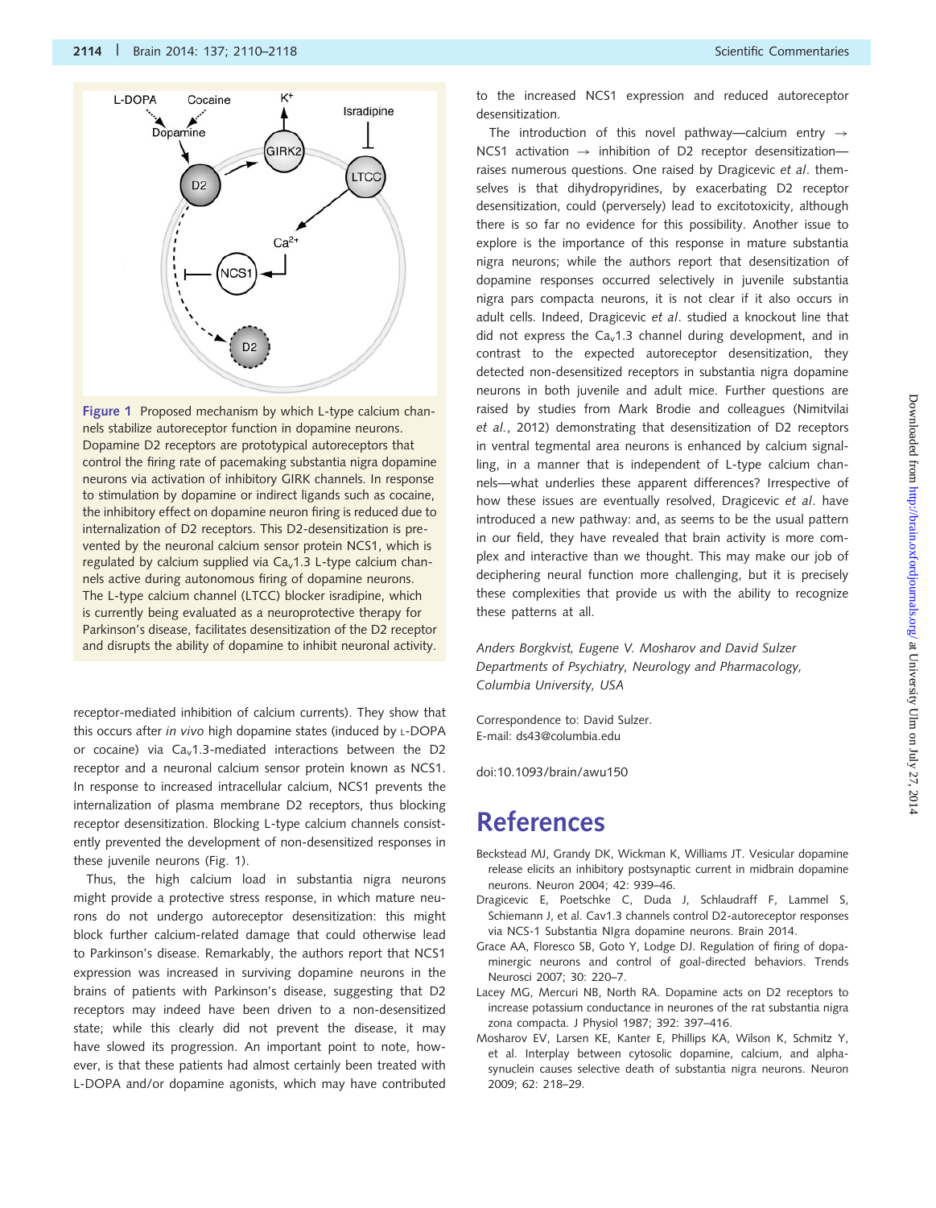Figure 1 Proposed mechanism by which L-type calcium channels stabilize autoreceptor function in dopamine neurons. Dopamine D2 receptors are prototypical autoreceptors that control the firing rate of pacemaking substantia nigra dopamine neurons via activation of inhibitory GIRK channels. In response to stimulation by dopamine or indirect ligands such as cocaine, the inhibitory effect on dopamine neuron firing is reduced due to internalization of D2 receptors. This D2-desensitization is prevented by the neuronal calcium sensor protein NCS1, which is regulated by calcium supplied via $Ca_v1.3$ L-type calcium channels active during autonomous firing of dopamine neurons. The L-type calcium channel (LTCC) blocker isradipine, which is currently being evaluated as a neuroprotective therapy for Parkinson's disease, facilitates desensitization of the D2 receptor and disrupts the ability of dopamine to inhibit neuronal activity.

receptor-mediated inhibition of calcium currents). They show that this occurs after *in vivo* high dopamine states (induced by L-DOPA or cocaine) via $Ca_v1.3$-mediated interactions between the D2 receptor and a neuronal calcium sensor protein known as NCS1. In response to increased intracellular calcium, NCS1 prevents the internalization of plasma membrane D2 receptors, thus blocking receptor desensitization. Blocking L-type calcium channels consistently prevented the development of non-desensitized responses in these juvenile neurons (Fig. 1).

Thus, the high calcium load in substantia nigra neurons might provide a protective stress response, in which mature neurons do not undergo autoreceptor desensitization: this might block further calcium-related damage that could otherwise lead to Parkinson's disease. Remarkably, the authors report that NCS1 expression was increased in surviving dopamine neurons in the brains of patients with Parkinson's disease, suggesting that D2 receptors may indeed have been driven to a non-desensitized state; while this clearly did not prevent the disease, it may have slowed its progression. An important point to note, however, is that these patients had almost certainly been treated with L-DOPA and/or dopamine agonists, which may have contributed to the increased NCS1 expression and reduced autoreceptor desensitization.

The introduction of this novel pathway—calcium entry → NCS1 activation → inhibition of D2 receptor desensitization—raises numerous questions. One raised by Dragicevic *et al*. themselves is that dihydropyridines, by exacerbating D2 receptor desensitization, could (perversely) lead to excitotoxicity, although there is so far no evidence for this possibility. Another issue to explore is the importance of this response in mature substantia nigra neurons; while the authors report that desensitization of dopamine responses occurred selectively in juvenile substantia nigra pars compacta neurons, it is not clear if it also occurs in adult cells. Indeed, Dragicevic *et al*. studied a knockout line that did not express the $Ca_v1.3$ channel during development, and in contrast to the expected autoreceptor desensitization, they detected non-desensitized receptors in substantia nigra dopamine neurons in both juvenile and adult mice. Further questions are raised by studies from Mark Brodie and colleagues (Nimitvilai *et al*., 2012) demonstrating that desensitization of D2 receptors in ventral tegmental area neurons is enhanced by calcium signalling, in a manner that is independent of L-type calcium channels—what underlies these apparent differences? Irrespective of how these issues are eventually resolved, Dragicevic *et al*. have introduced a new pathway: and, as seems to be the usual pattern in our field, they have revealed that brain activity is more complex and interactive than we thought. This may make our job of deciphering neural function more challenging, but it is precisely these complexities that provide us with the ability to recognize these patterns at all.

*Anders Borgkvist, Eugene V. Mosharov and David Sulzer*
*Departments of Psychiatry, Neurology and Pharmacology, Columbia University, USA*

Correspondence to: David Sulzer.
E-mail: ds43@columbia.edu

doi:10.1093/brain/awu150

# References

Beckstead MJ, Grandy DK, Wickman K, Williams JT. Vesicular dopamine release elicits an inhibitory postsynaptic current in midbrain dopamine neurons. Neuron 2004; 42: 939–46.

Dragicevic E, Poetschke C, Duda J, Schlaudraff F, Lammel S, Schiemann J, et al. Cav1.3 channels control D2-autoreceptor responses via NCS-1 Substantia NIgra dopamine neurons. Brain 2014.

Grace AA, Floresco SB, Goto Y, Lodge DJ. Regulation of firing of dopaminergic neurons and control of goal-directed behaviors. Trends Neurosci 2007; 30: 220–7.

Lacey MG, Mercuri NB, North RA. Dopamine acts on D2 receptors to increase potassium conductance in neurones of the rat substantia nigra zona compacta. J Physiol 1987; 392: 397–416.

Mosharov EV, Larsen KE, Kanter E, Phillips KA, Wilson K, Schmitz Y, et al. Interplay between cytosolic dopamine, calcium, and alpha-synuclein causes selective death of substantia nigra neurons. Neuron 2009; 62: 218–29.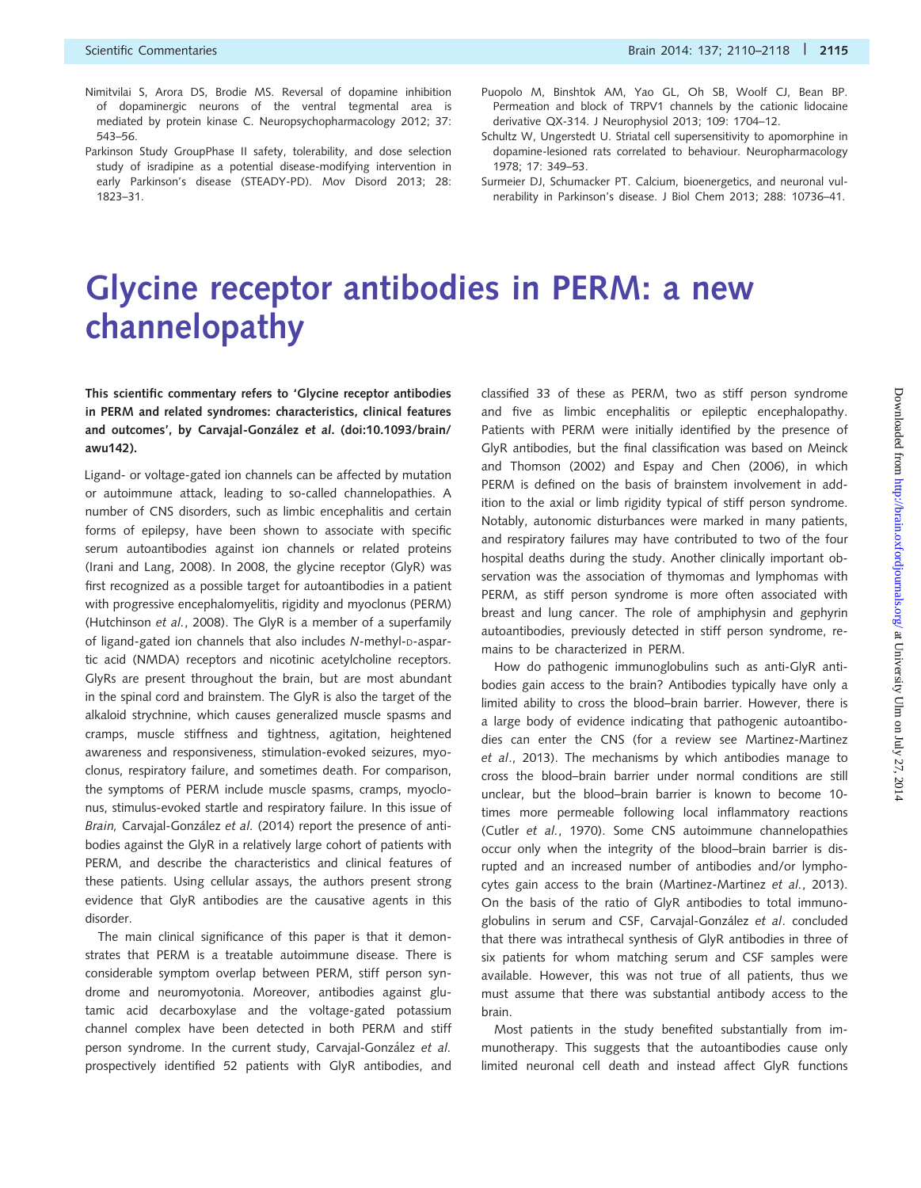Nimitvilai S, Arora DS, Brodie MS. Reversal of dopamine inhibition of dopaminergic neurons of the ventral tegmental area is mediated by protein kinase C. Neuropsychopharmacology 2012; 37: 543–56.

Parkinson Study GroupPhase II safety, tolerability, and dose selection study of isradipine as a potential disease-modifying intervention in early Parkinson's disease (STEADY-PD). Mov Disord 2013; 28: 1823–31.

Puopolo M, Binshtok AM, Yao GL, Oh SB, Woolf CJ, Bean BP. Permeation and block of TRPV1 channels by the cationic lidocaine derivative QX-314. J Neurophysiol 2013; 109: 1704–12.

Schultz W, Ungerstedt U. Striatal cell supersensitivity to apomorphine in dopamine-lesioned rats correlated to behaviour. Neuropharmacology 1978; 17: 349–53.

Surmeier DJ, Schumacker PT. Calcium, bioenergetics, and neuronal vulnerability in Parkinson's disease. J Biol Chem 2013; 288: 10736–41.

# Glycine receptor antibodies in PERM: a new channelopathy

**This scientific commentary refers to 'Glycine receptor antibodies in PERM and related syndromes: characteristics, clinical features and outcomes', by Carvajal-González *et al*. (doi:10.1093/brain/awu142).**

Ligand- or voltage-gated ion channels can be affected by mutation or autoimmune attack, leading to so-called channelopathies. A number of CNS disorders, such as limbic encephalitis and certain forms of epilepsy, have been shown to associate with specific serum autoantibodies against ion channels or related proteins (Irani and Lang, 2008). In 2008, the glycine receptor (GlyR) was first recognized as a possible target for autoantibodies in a patient with progressive encephalomyelitis, rigidity and myoclonus (PERM) (Hutchinson *et al.*, 2008). The GlyR is a member of a superfamily of ligand-gated ion channels that also includes *N*-methyl-D-aspartic acid (NMDA) receptors and nicotinic acetylcholine receptors. GlyRs are present throughout the brain, but are most abundant in the spinal cord and brainstem. The GlyR is also the target of the alkaloid strychnine, which causes generalized muscle spasms and cramps, muscle stiffness and tightness, agitation, heightened awareness and responsiveness, stimulation-evoked seizures, myoclonus, respiratory failure, and sometimes death. For comparison, the symptoms of PERM include muscle spasms, cramps, myoclonus, stimulus-evoked startle and respiratory failure. In this issue of *Brain*, Carvajal-González *et al*. (2014) report the presence of antibodies against the GlyR in a relatively large cohort of patients with PERM, and describe the characteristics and clinical features of these patients. Using cellular assays, the authors present strong evidence that GlyR antibodies are the causative agents in this disorder.

The main clinical significance of this paper is that it demonstrates that PERM is a treatable autoimmune disease. There is considerable symptom overlap between PERM, stiff person syndrome and neuromyotonia. Moreover, antibodies against glutamic acid decarboxylase and the voltage-gated potassium channel complex have been detected in both PERM and stiff person syndrome. In the current study, Carvajal-González *et al.* prospectively identified 52 patients with GlyR antibodies, and classified 33 of these as PERM, two as stiff person syndrome and five as limbic encephalitis or epileptic encephalopathy. Patients with PERM were initially identified by the presence of GlyR antibodies, but the final classification was based on Meinck and Thomson (2002) and Espay and Chen (2006), in which PERM is defined on the basis of brainstem involvement in addition to the axial or limb rigidity typical of stiff person syndrome. Notably, autonomic disturbances were marked in many patients, and respiratory failures may have contributed to two of the four hospital deaths during the study. Another clinically important observation was the association of thymomas and lymphomas with PERM, as stiff person syndrome is more often associated with breast and lung cancer. The role of amphiphysin and gephyrin autoantibodies, previously detected in stiff person syndrome, remains to be characterized in PERM.

How do pathogenic immunoglobulins such as anti-GlyR antibodies gain access to the brain? Antibodies typically have only a limited ability to cross the blood–brain barrier. However, there is a large body of evidence indicating that pathogenic autoantibodies can enter the CNS (for a review see Martinez-Martinez *et al*., 2013). The mechanisms by which antibodies manage to cross the blood–brain barrier under normal conditions are still unclear, but the blood–brain barrier is known to become 10-times more permeable following local inflammatory reactions (Cutler *et al.*, 1970). Some CNS autoimmune channelopathies occur only when the integrity of the blood–brain barrier is disrupted and an increased number of antibodies and/or lymphocytes gain access to the brain (Martinez-Martinez *et al.*, 2013). On the basis of the ratio of GlyR antibodies to total immunoglobulins in serum and CSF, Carvajal-González *et al*. concluded that there was intrathecal synthesis of GlyR antibodies in three of six patients for whom matching serum and CSF samples were available. However, this was not true of all patients, thus we must assume that there was substantial antibody access to the brain.

Most patients in the study benefited substantially from immunotherapy. This suggests that the autoantibodies cause only limited neuronal cell death and instead affect GlyR functions